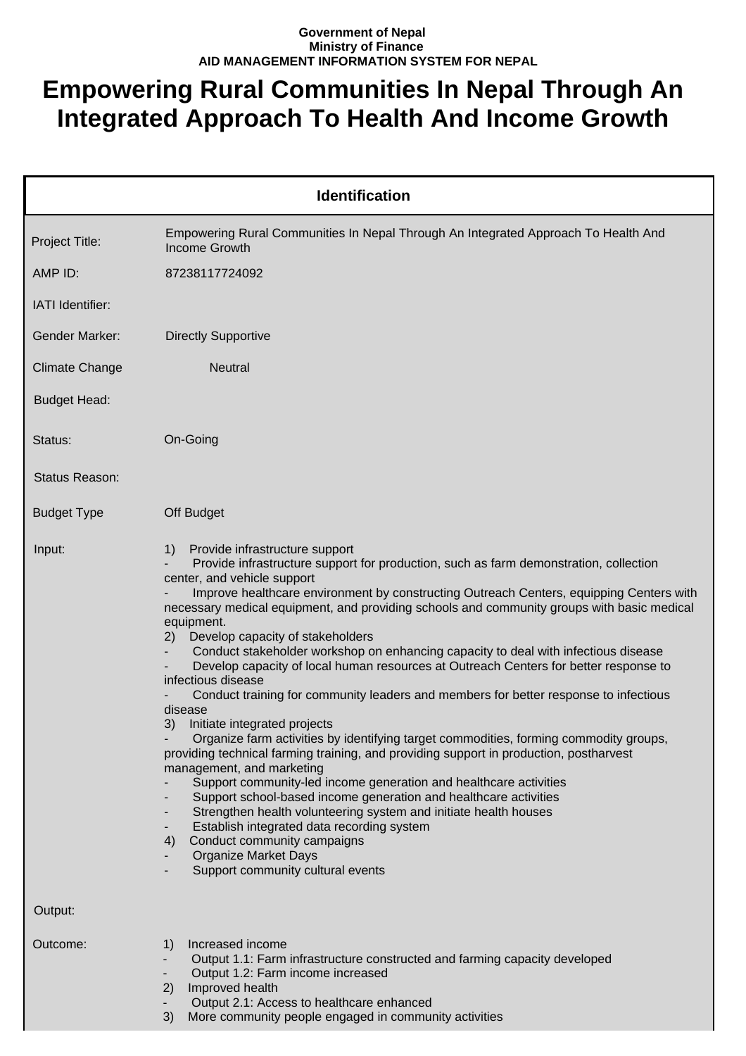**Government of Nepal**
**Ministry of Finance**
**AID MANAGEMENT INFORMATION SYSTEM FOR NEPAL**

# Empowering Rural Communities In Nepal Through An Integrated Approach To Health And Income Growth

## Identification

**Project Title:** Empowering Rural Communities In Nepal Through An Integrated Approach To Health And Income Growth

**AMP ID:** 87238117724092

**IATI Identifier:**

**Gender Marker:** Directly Supportive

**Climate Change:** Neutral

**Budget Head:**

**Status:** On-Going

**Status Reason:**

**Budget Type:** Off Budget

**Input:**

1) Provide infrastructure support
- Provide infrastructure support for production, such as farm demonstration, collection center, and vehicle support
- Improve healthcare environment by constructing Outreach Centers, equipping Centers with necessary medical equipment, and providing schools and community groups with basic medical equipment.

2) Develop capacity of stakeholders
- Conduct stakeholder workshop on enhancing capacity to deal with infectious disease
- Develop capacity of local human resources at Outreach Centers for better response to infectious disease
- Conduct training for community leaders and members for better response to infectious disease

3) Initiate integrated projects
- Organize farm activities by identifying target commodities, forming commodity groups, providing technical farming training, and providing support in production, postharvest management, and marketing
- Support community-led income generation and healthcare activities
- Support school-based income generation and healthcare activities
- Strengthen health volunteering system and initiate health houses
- Establish integrated data recording system

4) Conduct community campaigns
- Organize Market Days
- Support community cultural events

**Output:**

**Outcome:**

1) Increased income
- Output 1.1: Farm infrastructure constructed and farming capacity developed
- Output 1.2: Farm income increased

2) Improved health
- Output 2.1: Access to healthcare enhanced

3) More community people engaged in community activities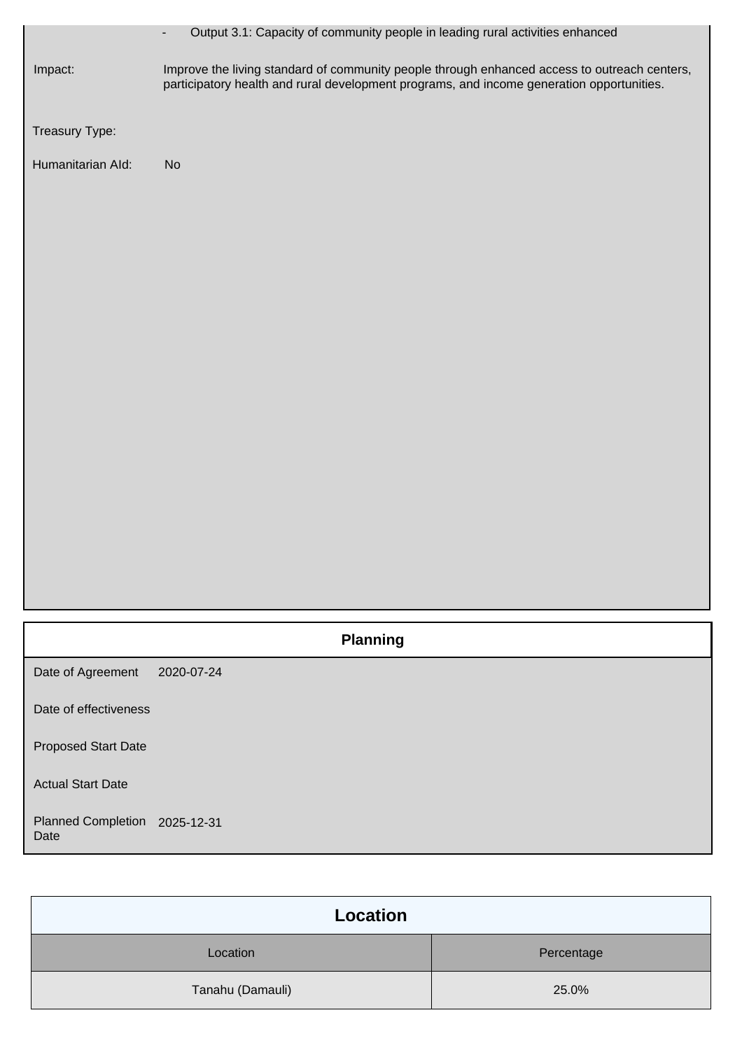- Output 3.1: Capacity of community people in leading rural activities enhanced

Impact: Improve the living standard of community people through enhanced access to outreach centers, participatory health and rural development programs, and income generation opportunities.

Treasury Type:

Humanitarian AId: No

## Planning

| | |
|---|---|
| Date of Agreement | 2020-07-24 |
| Date of effectiveness | |
| Proposed Start Date | |
| Actual Start Date | |
| Planned Completion Date | 2025-12-31 |

## Location

| Location | Percentage |
|---|---|
| Tanahu (Damauli) | 25.0% |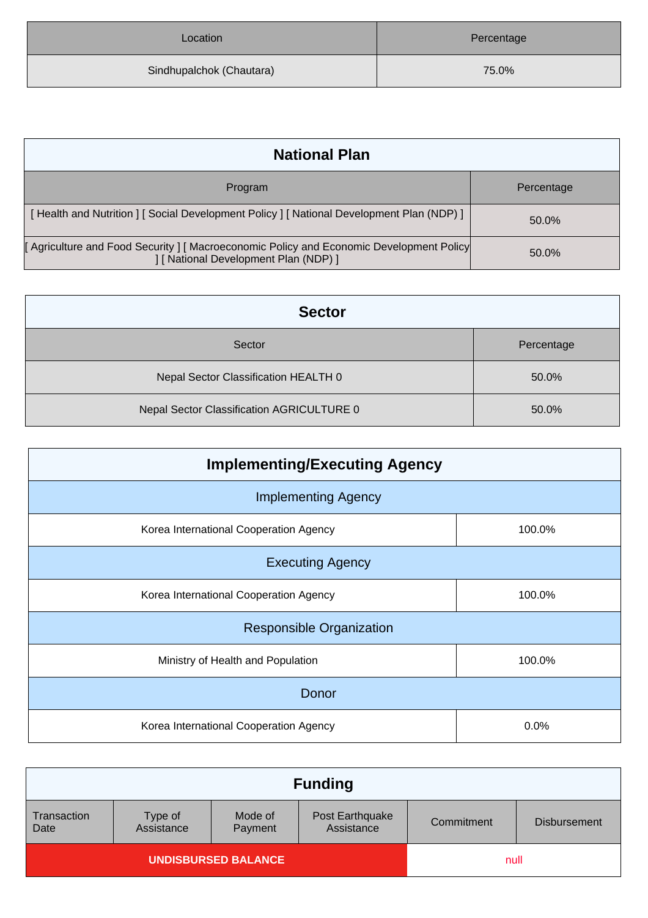| Location | Percentage |
| --- | --- |
| Sindhupalchok (Chautara) | 75.0% |

## National Plan

| Program | Percentage |
| --- | --- |
| [ Health and Nutrition ] [ Social Development Policy ] [ National Development Plan (NDP) ] | 50.0% |
| [ Agriculture and Food Security ] [ Macroeconomic Policy and Economic Development Policy ] [ National Development Plan (NDP) ] | 50.0% |

## Sector

| Sector | Percentage |
| --- | --- |
| Nepal Sector Classification HEALTH 0 | 50.0% |
| Nepal Sector Classification AGRICULTURE 0 | 50.0% |

## Implementing/Executing Agency

| Implementing Agency | |
| --- | --- |
| Korea International Cooperation Agency | 100.0% |
| **Executing Agency** | |
| Korea International Cooperation Agency | 100.0% |
| **Responsible Organization** | |
| Ministry of Health and Population | 100.0% |
| **Donor** | |
| Korea International Cooperation Agency | 0.0% |

## Funding

| Transaction Date | Type of Assistance | Mode of Payment | Post Earthquake Assistance | Commitment | Disbursement |
| --- | --- | --- | --- | --- | --- |
| **UNDISBURSED BALANCE** | | | | null | |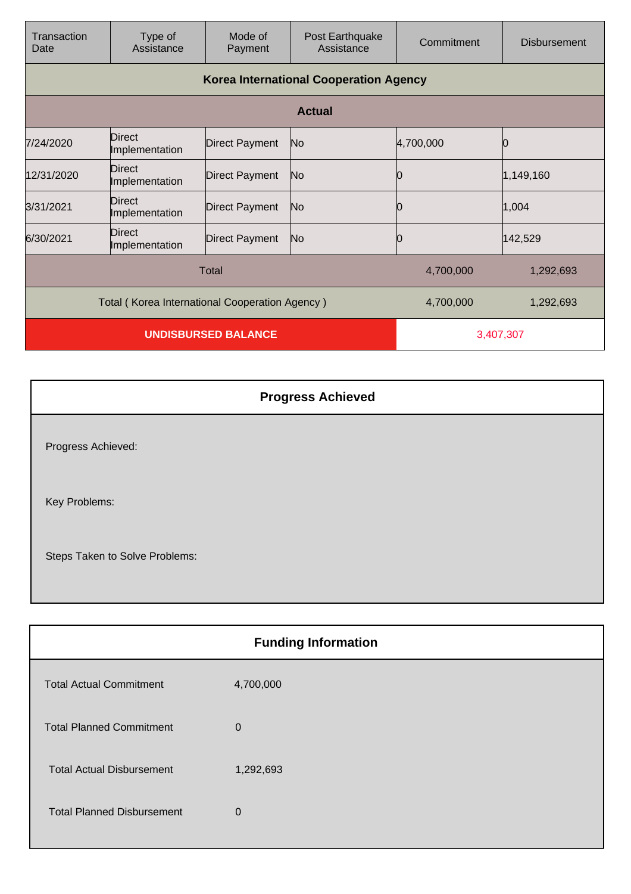| Transaction Date | Type of Assistance | Mode of Payment | Post Earthquake Assistance | Commitment | Disbursement |
|---|---|---|---|---|---|
| **Korea International Cooperation Agency** | | | | | |
| **Actual** | | | | | |
| 7/24/2020 | Direct Implementation | Direct Payment | No | 4,700,000 | 0 |
| 12/31/2020 | Direct Implementation | Direct Payment | No | 0 | 1,149,160 |
| 3/31/2021 | Direct Implementation | Direct Payment | No | 0 | 1,004 |
| 6/30/2021 | Direct Implementation | Direct Payment | No | 0 | 142,529 |
| Total | | | | 4,700,000 | 1,292,693 |
| Total ( Korea International Cooperation Agency ) | | | | 4,700,000 | 1,292,693 |
| **UNDISBURSED BALANCE** | | | | 3,407,307 | |

## Progress Achieved

Progress Achieved:

Key Problems:

Steps Taken to Solve Problems:

## Funding Information

| | |
|---|---|
| Total Actual Commitment | 4,700,000 |
| Total Planned Commitment | 0 |
| Total Actual Disbursement | 1,292,693 |
| Total Planned Disbursement | 0 |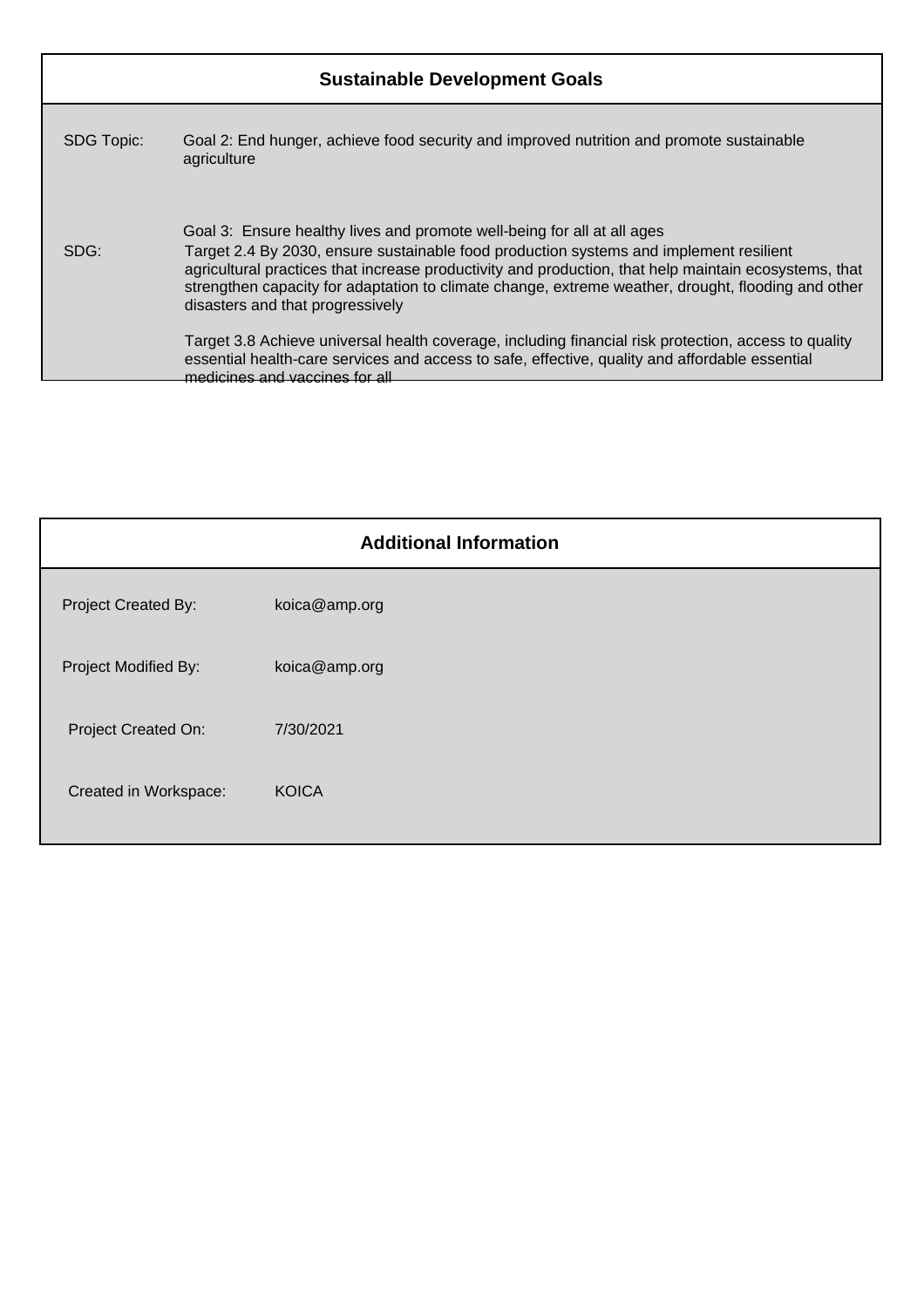## Sustainable Development Goals

| | |
|---|---|
| SDG Topic: | Goal 2: End hunger, achieve food security and improved nutrition and promote sustainable agriculture |
| SDG: | Goal 3: Ensure healthy lives and promote well-being for all at all ages<br>Target 2.4 By 2030, ensure sustainable food production systems and implement resilient agricultural practices that increase productivity and production, that help maintain ecosystems, that strengthen capacity for adaptation to climate change, extreme weather, drought, flooding and other disasters and that progressively<br><br>Target 3.8 Achieve universal health coverage, including financial risk protection, access to quality essential health-care services and access to safe, effective, quality and affordable essential medicines and vaccines for all |

## Additional Information

| | |
|---|---|
| Project Created By: | koica@amp.org |
| Project Modified By: | koica@amp.org |
| Project Created On: | 7/30/2021 |
| Created in Workspace: | KOICA |